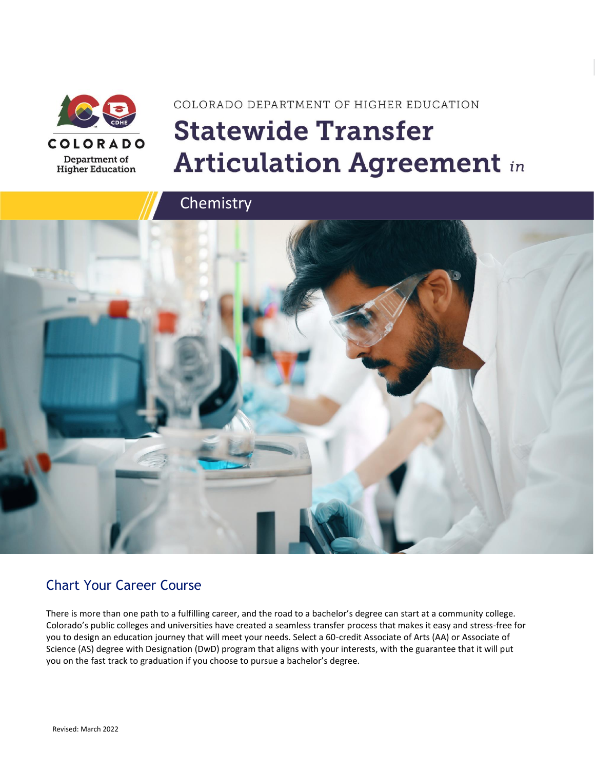COLORADO DEPARTMENT OF HIGHER EDUCATION

# Statewide Transfer Articulation Agreement *in*

## Chemistry

## Chart Your Career Course

There is more than one path to a fulfilling career, and the road to a bachelor's degree can start at a community college. Colorado's public colleges and universities have created a seamless transfer process that makes it easy and stress-free for you to design an education journey that will meet your needs. Select a 60-credit Associate of Arts (AA) or Associate of Science (AS) degree with Designation (DwD) program that aligns with your interests, with the guarantee that it will put you on the fast track to graduation if you choose to pursue a bachelor's degree.

Revised: March 2022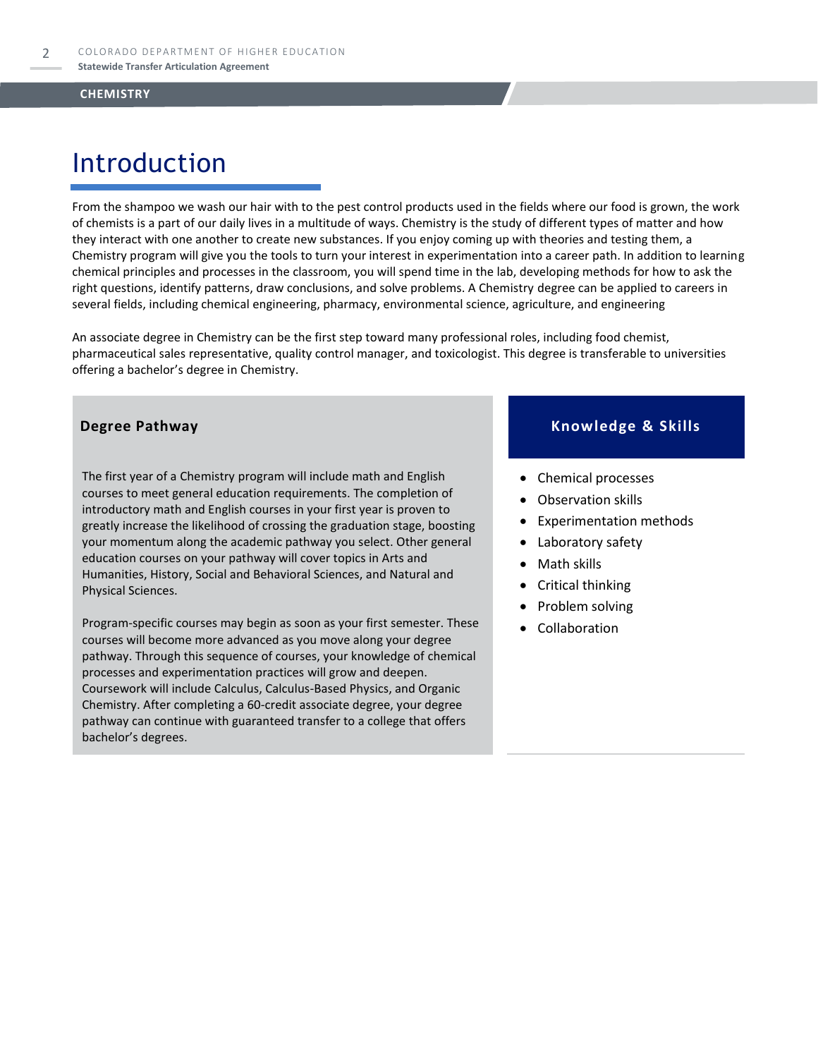# Introduction

From the shampoo we wash our hair with to the pest control products used in the fields where our food is grown, the work of chemists is a part of our daily lives in a multitude of ways. Chemistry is the study of different types of matter and how they interact with one another to create new substances. If you enjoy coming up with theories and testing them, a Chemistry program will give you the tools to turn your interest in experimentation into a career path. In addition to learning chemical principles and processes in the classroom, you will spend time in the lab, developing methods for how to ask the right questions, identify patterns, draw conclusions, and solve problems. A Chemistry degree can be applied to careers in several fields, including chemical engineering, pharmacy, environmental science, agriculture, and engineering

An associate degree in Chemistry can be the first step toward many professional roles, including food chemist, pharmaceutical sales representative, quality control manager, and toxicologist. This degree is transferable to universities offering a bachelor's degree in Chemistry.

## Degree Pathway

The first year of a Chemistry program will include math and English courses to meet general education requirements. The completion of introductory math and English courses in your first year is proven to greatly increase the likelihood of crossing the graduation stage, boosting your momentum along the academic pathway you select. Other general education courses on your pathway will cover topics in Arts and Humanities, History, Social and Behavioral Sciences, and Natural and Physical Sciences.

Program-specific courses may begin as soon as your first semester. These courses will become more advanced as you move along your degree pathway. Through this sequence of courses, your knowledge of chemical processes and experimentation practices will grow and deepen. Coursework will include Calculus, Calculus-Based Physics, and Organic Chemistry. After completing a 60-credit associate degree, your degree pathway can continue with guaranteed transfer to a college that offers bachelor's degrees.

## Knowledge & Skills

- Chemical processes
- Observation skills
- Experimentation methods
- Laboratory safety
- Math skills
- Critical thinking
- Problem solving
- Collaboration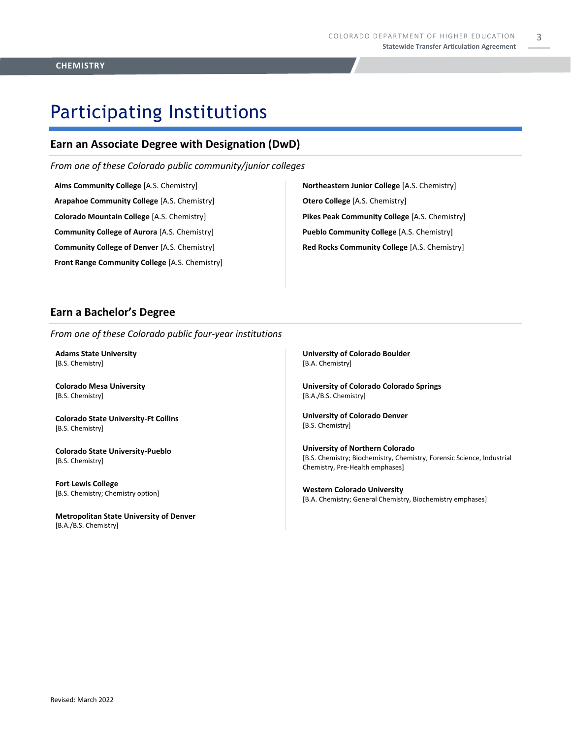**CHEMISTRY**

# Participating Institutions

## Earn an Associate Degree with Designation (DwD)

*From one of these Colorado public community/junior colleges*

**Aims Community College** [A.S. Chemistry]

**Arapahoe Community College** [A.S. Chemistry]

**Colorado Mountain College** [A.S. Chemistry]

**Community College of Aurora** [A.S. Chemistry]

**Community College of Denver** [A.S. Chemistry]

**Front Range Community College** [A.S. Chemistry]

**Northeastern Junior College** [A.S. Chemistry]

**Otero College** [A.S. Chemistry]

**Pikes Peak Community College** [A.S. Chemistry]

**Pueblo Community College** [A.S. Chemistry]

**Red Rocks Community College** [A.S. Chemistry]

## Earn a Bachelor's Degree

*From one of these Colorado public four-year institutions*

**Adams State University**
[B.S. Chemistry]

**Colorado Mesa University**
[B.S. Chemistry]

**Colorado State University-Ft Collins**
[B.S. Chemistry]

**Colorado State University-Pueblo**
[B.S. Chemistry]

**Fort Lewis College**
[B.S. Chemistry; Chemistry option]

**Metropolitan State University of Denver**
[B.A./B.S. Chemistry]

**University of Colorado Boulder**
[B.A. Chemistry]

**University of Colorado Colorado Springs**
[B.A./B.S. Chemistry]

**University of Colorado Denver**
[B.S. Chemistry]

**University of Northern Colorado**
[B.S. Chemistry; Biochemistry, Chemistry, Forensic Science, Industrial Chemistry, Pre-Health emphases]

**Western Colorado University**
[B.A. Chemistry; General Chemistry, Biochemistry emphases]

Revised: March 2022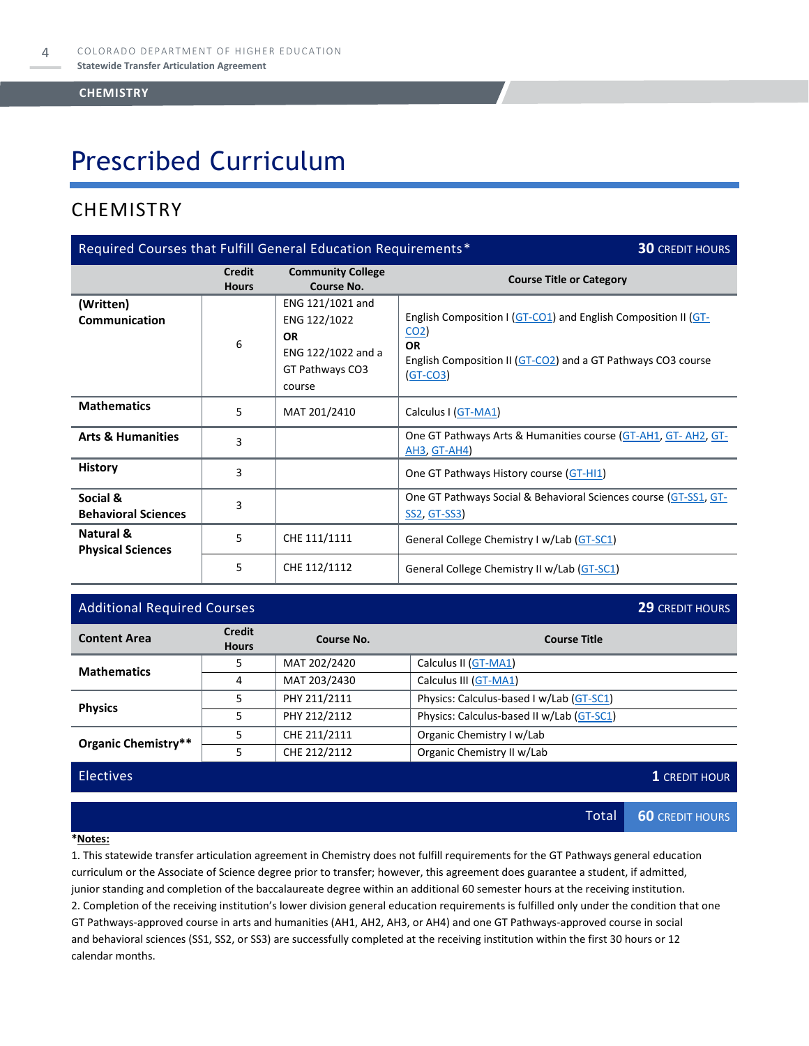**CHEMISTRY**

# Prescribed Curriculum

## CHEMISTRY

| Required Courses that Fulfill General Education Requirements* | Credit Hours | Community College Course No. | Course Title or Category |
|---|---|---|---|
| **(Written) Communication** | 6 | ENG 121/1021 and ENG 122/1022 **OR** ENG 122/1022 and a GT Pathways CO3 course | English Composition I (GT-CO1) and English Composition II (GT-CO2) **OR** English Composition II (GT-CO2) and a GT Pathways CO3 course (GT-CO3) |
| **Mathematics** | 5 | MAT 201/2410 | Calculus I (GT-MA1) |
| **Arts & Humanities** | 3 | | One GT Pathways Arts & Humanities course (GT-AH1, GT- AH2, GT-AH3, GT-AH4) |
| **History** | 3 | | One GT Pathways History course (GT-HI1) |
| **Social & Behavioral Sciences** | 3 | | One GT Pathways Social & Behavioral Sciences course (GT-SS1, GT-SS2, GT-SS3) |
| **Natural & Physical Sciences** | 5 | CHE 111/1111 | General College Chemistry I w/Lab (GT-SC1) |
| | 5 | CHE 112/1112 | General College Chemistry II w/Lab (GT-SC1) |
| | | | **30** CREDIT HOURS |

| Additional Required Courses — Content Area | Credit Hours | Course No. | Course Title |
|---|---|---|---|
| **Mathematics** | 5 | MAT 202/2420 | Calculus II (GT-MA1) |
| | 4 | MAT 203/2430 | Calculus III (GT-MA1) |
| **Physics** | 5 | PHY 211/2111 | Physics: Calculus-based I w/Lab (GT-SC1) |
| | 5 | PHY 212/2112 | Physics: Calculus-based II w/Lab (GT-SC1) |
| **Organic Chemistry**** | 5 | CHE 211/2111 | Organic Chemistry I w/Lab |
| | 5 | CHE 212/2112 | Organic Chemistry II w/Lab |
| | | | **29** CREDIT HOURS |

| Electives | **1** CREDIT HOUR |
|---|---|
| **Total** | **60** CREDIT HOURS |

***Notes:**

1. This statewide transfer articulation agreement in Chemistry does not fulfill requirements for the GT Pathways general education curriculum or the Associate of Science degree prior to transfer; however, this agreement does guarantee a student, if admitted, junior standing and completion of the baccalaureate degree within an additional 60 semester hours at the receiving institution.
2. Completion of the receiving institution's lower division general education requirements is fulfilled only under the condition that one GT Pathways-approved course in arts and humanities (AH1, AH2, AH3, or AH4) and one GT Pathways-approved course in social and behavioral sciences (SS1, SS2, or SS3) are successfully completed at the receiving institution within the first 30 hours or 12 calendar months.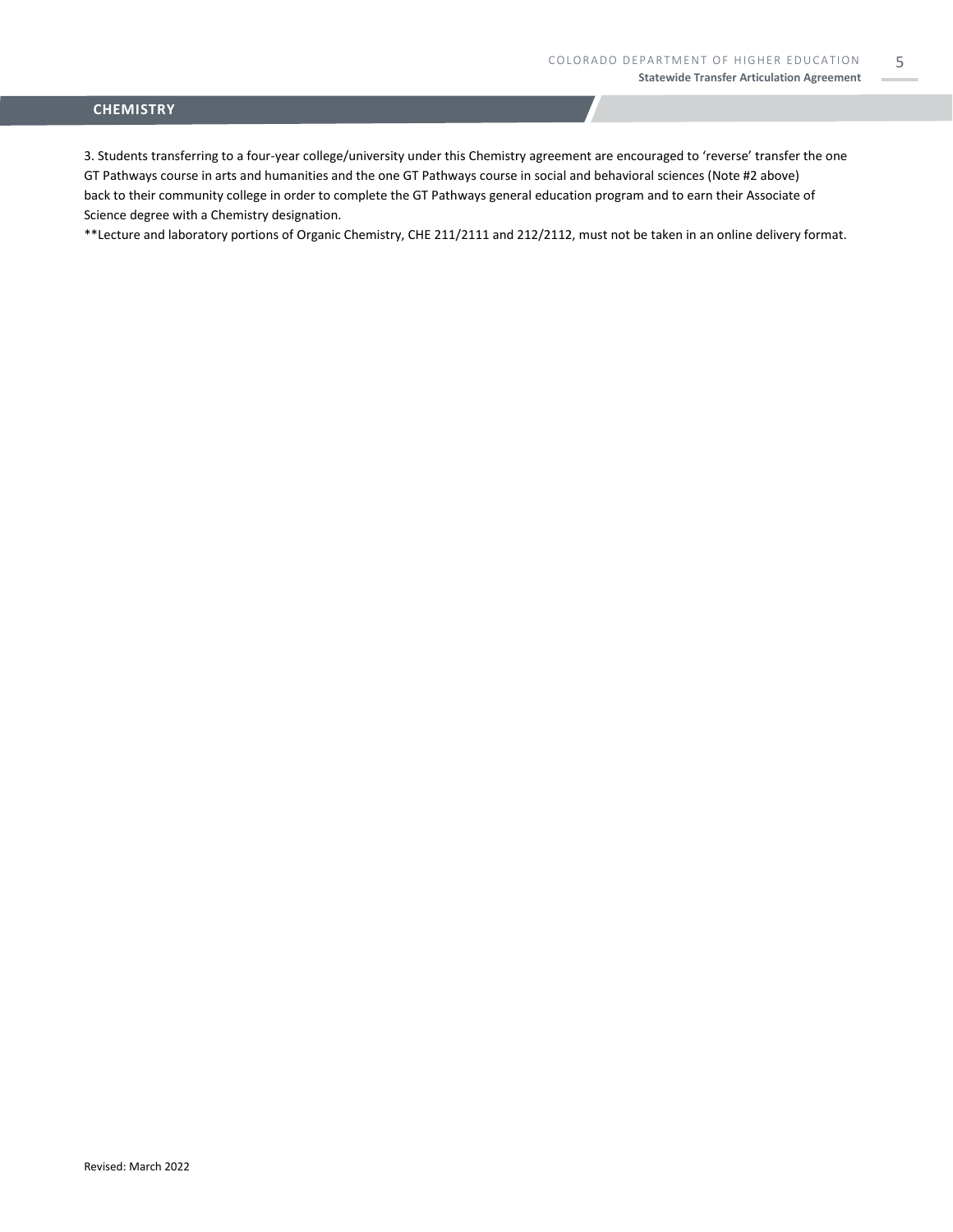## CHEMISTRY

3. Students transferring to a four-year college/university under this Chemistry agreement are encouraged to 'reverse' transfer the one GT Pathways course in arts and humanities and the one GT Pathways course in social and behavioral sciences (Note #2 above) back to their community college in order to complete the GT Pathways general education program and to earn their Associate of Science degree with a Chemistry designation.

**Lecture and laboratory portions of Organic Chemistry, CHE 211/2111 and 212/2112, must not be taken in an online delivery format.

Revised: March 2022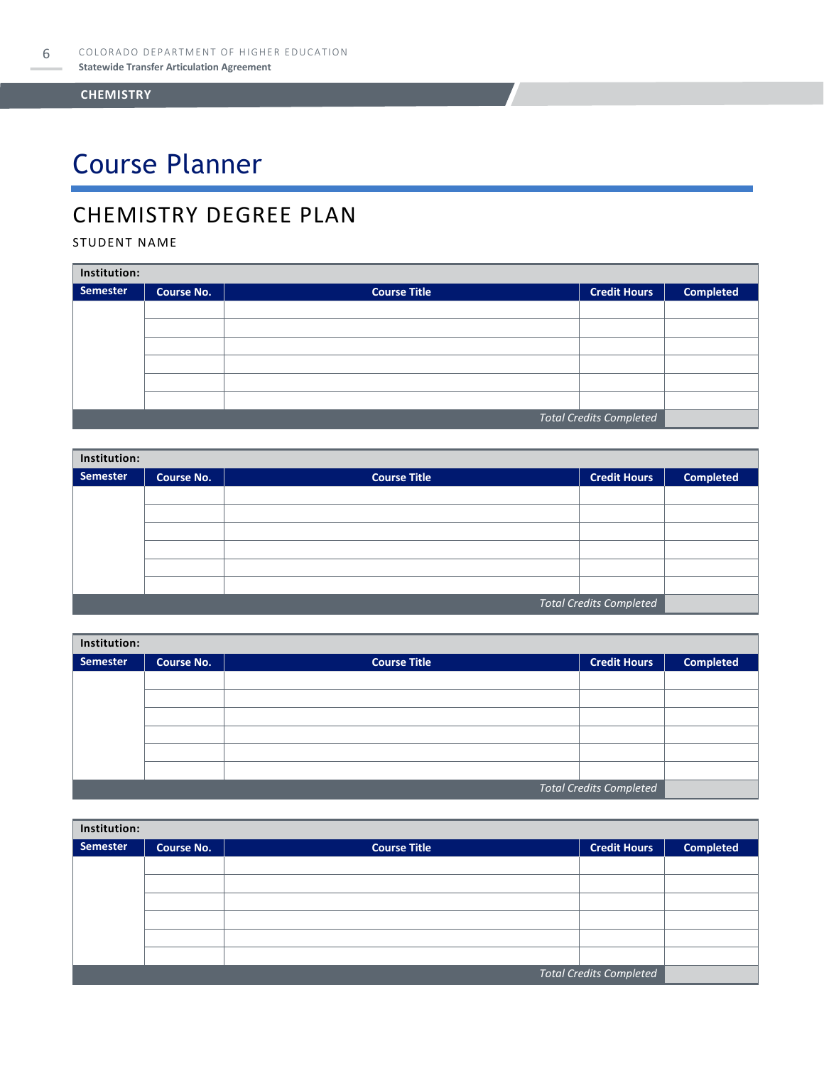# Course Planner

## CHEMISTRY DEGREE PLAN

STUDENT NAME

| Institution: | | | | |
|---|---|---|---|---|
| **Semester** | **Course No.** | **Course Title** | **Credit Hours** | **Completed** |
| | | | | |
| | | | | |
| | | | | |
| | | | | |
| | | | | |
| | | | | |
| | | | *Total Credits Completed* | |

| Institution: | | | | |
|---|---|---|---|---|
| **Semester** | **Course No.** | **Course Title** | **Credit Hours** | **Completed** |
| | | | | |
| | | | | |
| | | | | |
| | | | | |
| | | | | |
| | | | | |
| | | | *Total Credits Completed* | |

| Institution: | | | | |
|---|---|---|---|---|
| **Semester** | **Course No.** | **Course Title** | **Credit Hours** | **Completed** |
| | | | | |
| | | | | |
| | | | | |
| | | | | |
| | | | | |
| | | | | |
| | | | *Total Credits Completed* | |

| Institution: | | | | |
|---|---|---|---|---|
| **Semester** | **Course No.** | **Course Title** | **Credit Hours** | **Completed** |
| | | | | |
| | | | | |
| | | | | |
| | | | | |
| | | | | |
| | | | | |
| | | | *Total Credits Completed* | |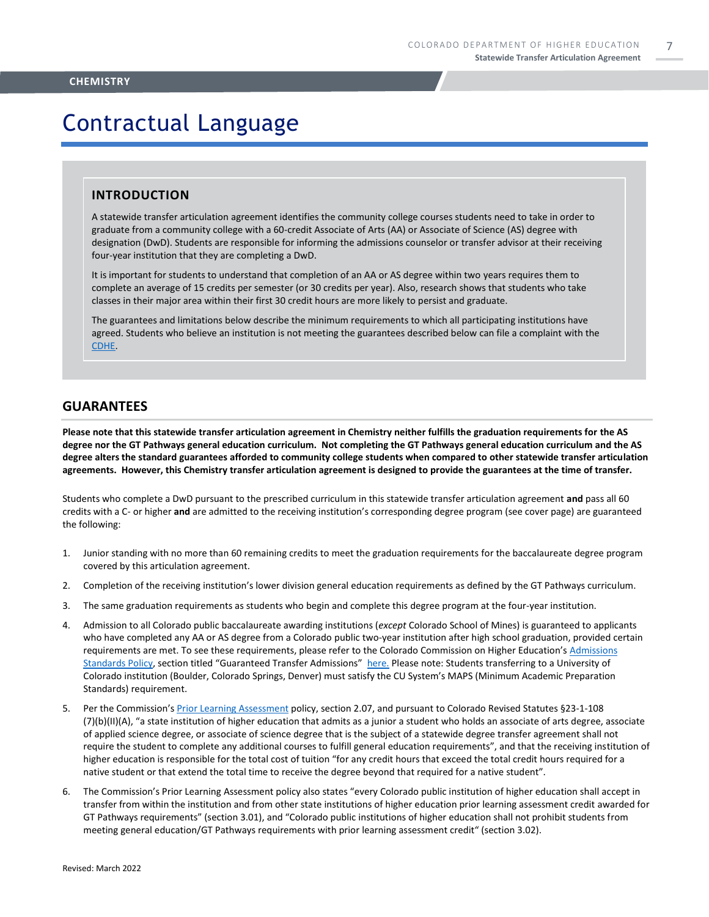CHEMISTRY

# Contractual Language

## INTRODUCTION

A statewide transfer articulation agreement identifies the community college courses students need to take in order to graduate from a community college with a 60-credit Associate of Arts (AA) or Associate of Science (AS) degree with designation (DwD). Students are responsible for informing the admissions counselor or transfer advisor at their receiving four-year institution that they are completing a DwD.

It is important for students to understand that completion of an AA or AS degree within two years requires them to complete an average of 15 credits per semester (or 30 credits per year). Also, research shows that students who take classes in their major area within their first 30 credit hours are more likely to persist and graduate.

The guarantees and limitations below describe the minimum requirements to which all participating institutions have agreed. Students who believe an institution is not meeting the guarantees described below can file a complaint with the CDHE.

## GUARANTEES

**Please note that this statewide transfer articulation agreement in Chemistry neither fulfills the graduation requirements for the AS degree nor the GT Pathways general education curriculum. Not completing the GT Pathways general education curriculum and the AS degree alters the standard guarantees afforded to community college students when compared to other statewide transfer articulation agreements. However, this Chemistry transfer articulation agreement is designed to provide the guarantees at the time of transfer.**

Students who complete a DwD pursuant to the prescribed curriculum in this statewide transfer articulation agreement **and** pass all 60 credits with a C- or higher **and** are admitted to the receiving institution's corresponding degree program (see cover page) are guaranteed the following:

1. Junior standing with no more than 60 remaining credits to meet the graduation requirements for the baccalaureate degree program covered by this articulation agreement.
2. Completion of the receiving institution's lower division general education requirements as defined by the GT Pathways curriculum.
3. The same graduation requirements as students who begin and complete this degree program at the four-year institution.
4. Admission to all Colorado public baccalaureate awarding institutions (*except* Colorado School of Mines) is guaranteed to applicants who have completed any AA or AS degree from a Colorado public two-year institution after high school graduation, provided certain requirements are met. To see these requirements, please refer to the Colorado Commission on Higher Education's Admissions Standards Policy, section titled "Guaranteed Transfer Admissions" here. Please note: Students transferring to a University of Colorado institution (Boulder, Colorado Springs, Denver) must satisfy the CU System's MAPS (Minimum Academic Preparation Standards) requirement.
5. Per the Commission's Prior Learning Assessment policy, section 2.07, and pursuant to Colorado Revised Statutes §23-1-108 (7)(b)(II)(A), "a state institution of higher education that admits as a junior a student who holds an associate of arts degree, associate of applied science degree, or associate of science degree that is the subject of a statewide degree transfer agreement shall not require the student to complete any additional courses to fulfill general education requirements", and that the receiving institution of higher education is responsible for the total cost of tuition "for any credit hours that exceed the total credit hours required for a native student or that extend the total time to receive the degree beyond that required for a native student".
6. The Commission's Prior Learning Assessment policy also states "every Colorado public institution of higher education shall accept in transfer from within the institution and from other state institutions of higher education prior learning assessment credit awarded for GT Pathways requirements" (section 3.01), and "Colorado public institutions of higher education shall not prohibit students from meeting general education/GT Pathways requirements with prior learning assessment credit" (section 3.02).

Revised: March 2022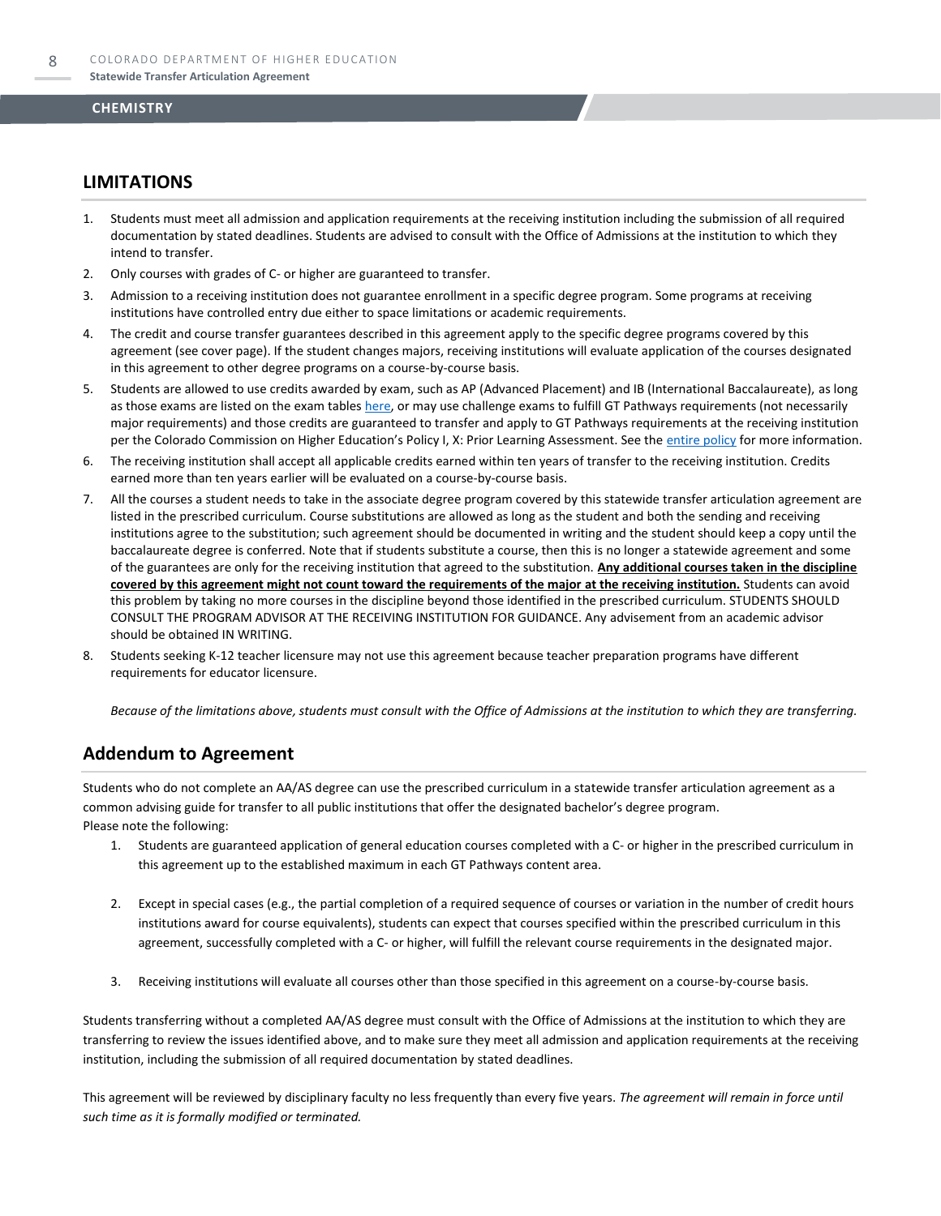## LIMITATIONS

1. Students must meet all admission and application requirements at the receiving institution including the submission of all required documentation by stated deadlines. Students are advised to consult with the Office of Admissions at the institution to which they intend to transfer.
2. Only courses with grades of C- or higher are guaranteed to transfer.
3. Admission to a receiving institution does not guarantee enrollment in a specific degree program. Some programs at receiving institutions have controlled entry due either to space limitations or academic requirements.
4. The credit and course transfer guarantees described in this agreement apply to the specific degree programs covered by this agreement (see cover page). If the student changes majors, receiving institutions will evaluate application of the courses designated in this agreement to other degree programs on a course-by-course basis.
5. Students are allowed to use credits awarded by exam, such as AP (Advanced Placement) and IB (International Baccalaureate), as long as those exams are listed on the exam tables here, or may use challenge exams to fulfill GT Pathways requirements (not necessarily major requirements) and those credits are guaranteed to transfer and apply to GT Pathways requirements at the receiving institution per the Colorado Commission on Higher Education's Policy I, X: Prior Learning Assessment. See the entire policy for more information.
6. The receiving institution shall accept all applicable credits earned within ten years of transfer to the receiving institution. Credits earned more than ten years earlier will be evaluated on a course-by-course basis.
7. All the courses a student needs to take in the associate degree program covered by this statewide transfer articulation agreement are listed in the prescribed curriculum. Course substitutions are allowed as long as the student and both the sending and receiving institutions agree to the substitution; such agreement should be documented in writing and the student should keep a copy until the baccalaureate degree is conferred. Note that if students substitute a course, then this is no longer a statewide agreement and some of the guarantees are only for the receiving institution that agreed to the substitution. **Any additional courses taken in the discipline covered by this agreement might not count toward the requirements of the major at the receiving institution.** Students can avoid this problem by taking no more courses in the discipline beyond those identified in the prescribed curriculum. STUDENTS SHOULD CONSULT THE PROGRAM ADVISOR AT THE RECEIVING INSTITUTION FOR GUIDANCE. Any advisement from an academic advisor should be obtained IN WRITING.
8. Students seeking K-12 teacher licensure may not use this agreement because teacher preparation programs have different requirements for educator licensure.

*Because of the limitations above, students must consult with the Office of Admissions at the institution to which they are transferring.*

## Addendum to Agreement

Students who do not complete an AA/AS degree can use the prescribed curriculum in a statewide transfer articulation agreement as a common advising guide for transfer to all public institutions that offer the designated bachelor's degree program.
Please note the following:

1. Students are guaranteed application of general education courses completed with a C- or higher in the prescribed curriculum in this agreement up to the established maximum in each GT Pathways content area.
2. Except in special cases (e.g., the partial completion of a required sequence of courses or variation in the number of credit hours institutions award for course equivalents), students can expect that courses specified within the prescribed curriculum in this agreement, successfully completed with a C- or higher, will fulfill the relevant course requirements in the designated major.
3. Receiving institutions will evaluate all courses other than those specified in this agreement on a course-by-course basis.

Students transferring without a completed AA/AS degree must consult with the Office of Admissions at the institution to which they are transferring to review the issues identified above, and to make sure they meet all admission and application requirements at the receiving institution, including the submission of all required documentation by stated deadlines.

This agreement will be reviewed by disciplinary faculty no less frequently than every five years. *The agreement will remain in force until such time as it is formally modified or terminated.*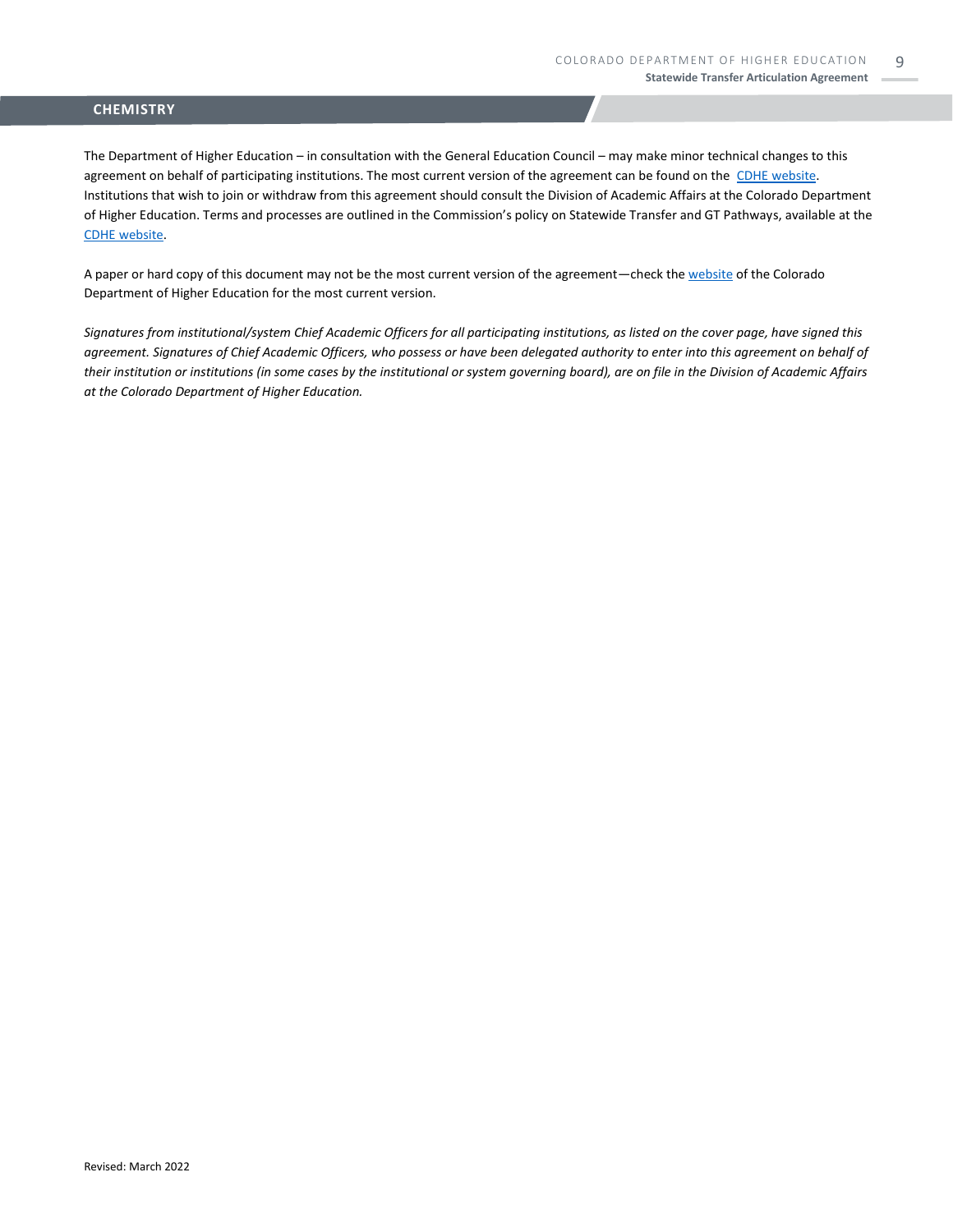## CHEMISTRY

The Department of Higher Education – in consultation with the General Education Council – may make minor technical changes to this agreement on behalf of participating institutions. The most current version of the agreement can be found on the CDHE website. Institutions that wish to join or withdraw from this agreement should consult the Division of Academic Affairs at the Colorado Department of Higher Education. Terms and processes are outlined in the Commission's policy on Statewide Transfer and GT Pathways, available at the CDHE website.

A paper or hard copy of this document may not be the most current version of the agreement—check the website of the Colorado Department of Higher Education for the most current version.

*Signatures from institutional/system Chief Academic Officers for all participating institutions, as listed on the cover page, have signed this agreement. Signatures of Chief Academic Officers, who possess or have been delegated authority to enter into this agreement on behalf of their institution or institutions (in some cases by the institutional or system governing board), are on file in the Division of Academic Affairs at the Colorado Department of Higher Education.*

Revised: March 2022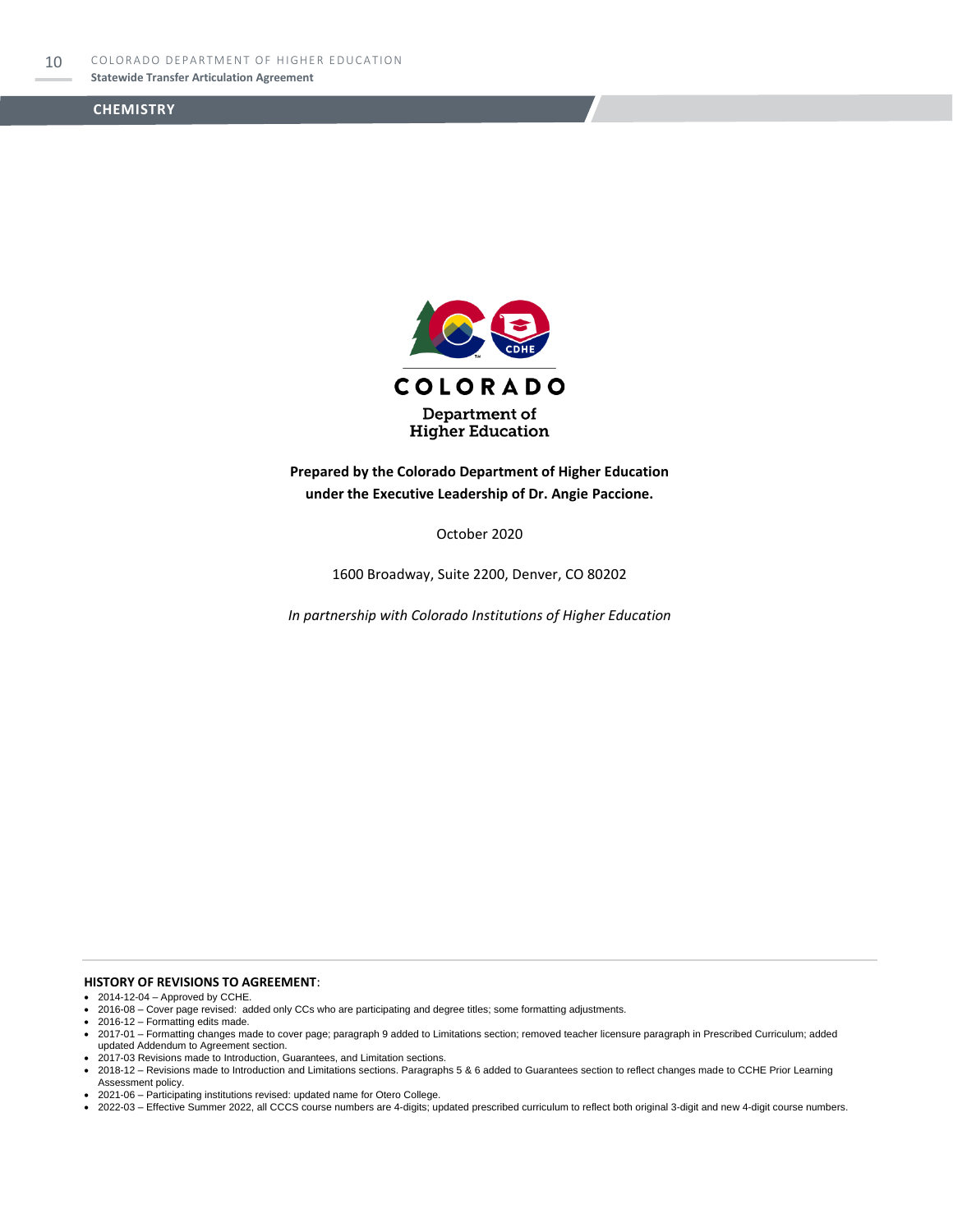COLORADO

Department of Higher Education

**Prepared by the Colorado Department of Higher Education under the Executive Leadership of Dr. Angie Paccione.**

October 2020

1600 Broadway, Suite 2200, Denver, CO 80202

*In partnership with Colorado Institutions of Higher Education*

**HISTORY OF REVISIONS TO AGREEMENT**:

- 2014-12-04 – Approved by CCHE.
- 2016-08 – Cover page revised: added only CCs who are participating and degree titles; some formatting adjustments.
- 2016-12 – Formatting edits made.
- 2017-01 – Formatting changes made to cover page; paragraph 9 added to Limitations section; removed teacher licensure paragraph in Prescribed Curriculum; added updated Addendum to Agreement section.
- 2017-03 Revisions made to Introduction, Guarantees, and Limitation sections.
- 2018-12 – Revisions made to Introduction and Limitations sections. Paragraphs 5 & 6 added to Guarantees section to reflect changes made to CCHE Prior Learning Assessment policy.
- 2021-06 – Participating institutions revised: updated name for Otero College.
- 2022-03 – Effective Summer 2022, all CCCS course numbers are 4-digits; updated prescribed curriculum to reflect both original 3-digit and new 4-digit course numbers.